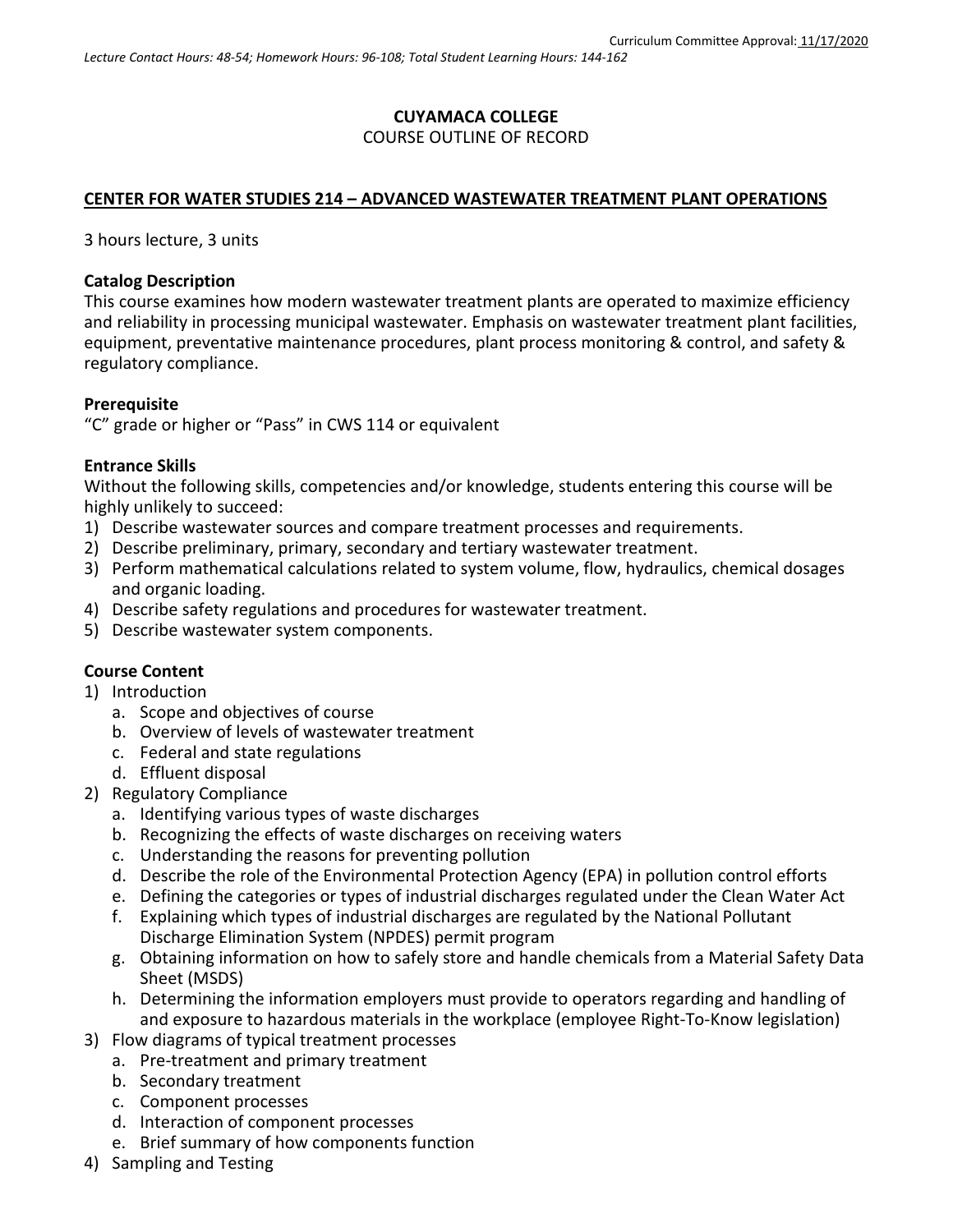Curriculum Committee Approval: 11/17/2020

*Lecture Contact Hours: 48-54; Homework Hours: 96-108; Total Student Learning Hours: 144-162*

**CUYAMACA COLLEGE**
COURSE OUTLINE OF RECORD

## CENTER FOR WATER STUDIES 214 – ADVANCED WASTEWATER TREATMENT PLANT OPERATIONS

3 hours lecture, 3 units

### Catalog Description

This course examines how modern wastewater treatment plants are operated to maximize efficiency and reliability in processing municipal wastewater. Emphasis on wastewater treatment plant facilities, equipment, preventative maintenance procedures, plant process monitoring & control, and safety & regulatory compliance.

### Prerequisite

"C" grade or higher or "Pass" in CWS 114 or equivalent

### Entrance Skills

Without the following skills, competencies and/or knowledge, students entering this course will be highly unlikely to succeed:

1) Describe wastewater sources and compare treatment processes and requirements.
2) Describe preliminary, primary, secondary and tertiary wastewater treatment.
3) Perform mathematical calculations related to system volume, flow, hydraulics, chemical dosages and organic loading.
4) Describe safety regulations and procedures for wastewater treatment.
5) Describe wastewater system components.

### Course Content

1) Introduction
   a. Scope and objectives of course
   b. Overview of levels of wastewater treatment
   c. Federal and state regulations
   d. Effluent disposal
2) Regulatory Compliance
   a. Identifying various types of waste discharges
   b. Recognizing the effects of waste discharges on receiving waters
   c. Understanding the reasons for preventing pollution
   d. Describe the role of the Environmental Protection Agency (EPA) in pollution control efforts
   e. Defining the categories or types of industrial discharges regulated under the Clean Water Act
   f. Explaining which types of industrial discharges are regulated by the National Pollutant Discharge Elimination System (NPDES) permit program
   g. Obtaining information on how to safely store and handle chemicals from a Material Safety Data Sheet (MSDS)
   h. Determining the information employers must provide to operators regarding and handling of and exposure to hazardous materials in the workplace (employee Right-To-Know legislation)
3) Flow diagrams of typical treatment processes
   a. Pre-treatment and primary treatment
   b. Secondary treatment
   c. Component processes
   d. Interaction of component processes
   e. Brief summary of how components function
4) Sampling and Testing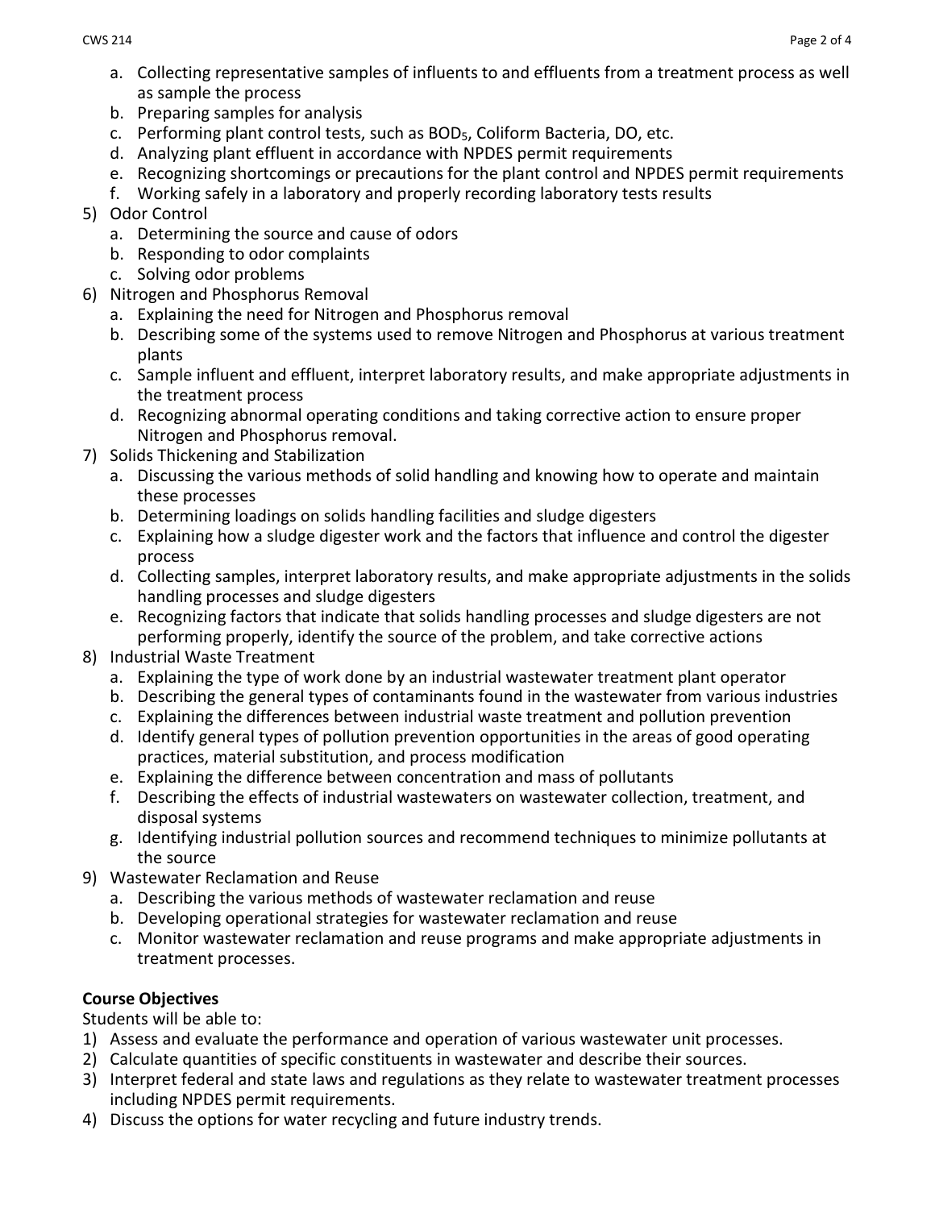a. Collecting representative samples of influents to and effluents from a treatment process as well as sample the process
   b. Preparing samples for analysis
   c. Performing plant control tests, such as $BOD_5$, Coliform Bacteria, DO, etc.
   d. Analyzing plant effluent in accordance with NPDES permit requirements
   e. Recognizing shortcomings or precautions for the plant control and NPDES permit requirements
   f. Working safely in a laboratory and properly recording laboratory tests results
5) Odor Control
   a. Determining the source and cause of odors
   b. Responding to odor complaints
   c. Solving odor problems
6) Nitrogen and Phosphorus Removal
   a. Explaining the need for Nitrogen and Phosphorus removal
   b. Describing some of the systems used to remove Nitrogen and Phosphorus at various treatment plants
   c. Sample influent and effluent, interpret laboratory results, and make appropriate adjustments in the treatment process
   d. Recognizing abnormal operating conditions and taking corrective action to ensure proper Nitrogen and Phosphorus removal.
7) Solids Thickening and Stabilization
   a. Discussing the various methods of solid handling and knowing how to operate and maintain these processes
   b. Determining loadings on solids handling facilities and sludge digesters
   c. Explaining how a sludge digester work and the factors that influence and control the digester process
   d. Collecting samples, interpret laboratory results, and make appropriate adjustments in the solids handling processes and sludge digesters
   e. Recognizing factors that indicate that solids handling processes and sludge digesters are not performing properly, identify the source of the problem, and take corrective actions
8) Industrial Waste Treatment
   a. Explaining the type of work done by an industrial wastewater treatment plant operator
   b. Describing the general types of contaminants found in the wastewater from various industries
   c. Explaining the differences between industrial waste treatment and pollution prevention
   d. Identify general types of pollution prevention opportunities in the areas of good operating practices, material substitution, and process modification
   e. Explaining the difference between concentration and mass of pollutants
   f. Describing the effects of industrial wastewaters on wastewater collection, treatment, and disposal systems
   g. Identifying industrial pollution sources and recommend techniques to minimize pollutants at the source
9) Wastewater Reclamation and Reuse
   a. Describing the various methods of wastewater reclamation and reuse
   b. Developing operational strategies for wastewater reclamation and reuse
   c. Monitor wastewater reclamation and reuse programs and make appropriate adjustments in treatment processes.

**Course Objectives**

Students will be able to:

1) Assess and evaluate the performance and operation of various wastewater unit processes.
2) Calculate quantities of specific constituents in wastewater and describe their sources.
3) Interpret federal and state laws and regulations as they relate to wastewater treatment processes including NPDES permit requirements.
4) Discuss the options for water recycling and future industry trends.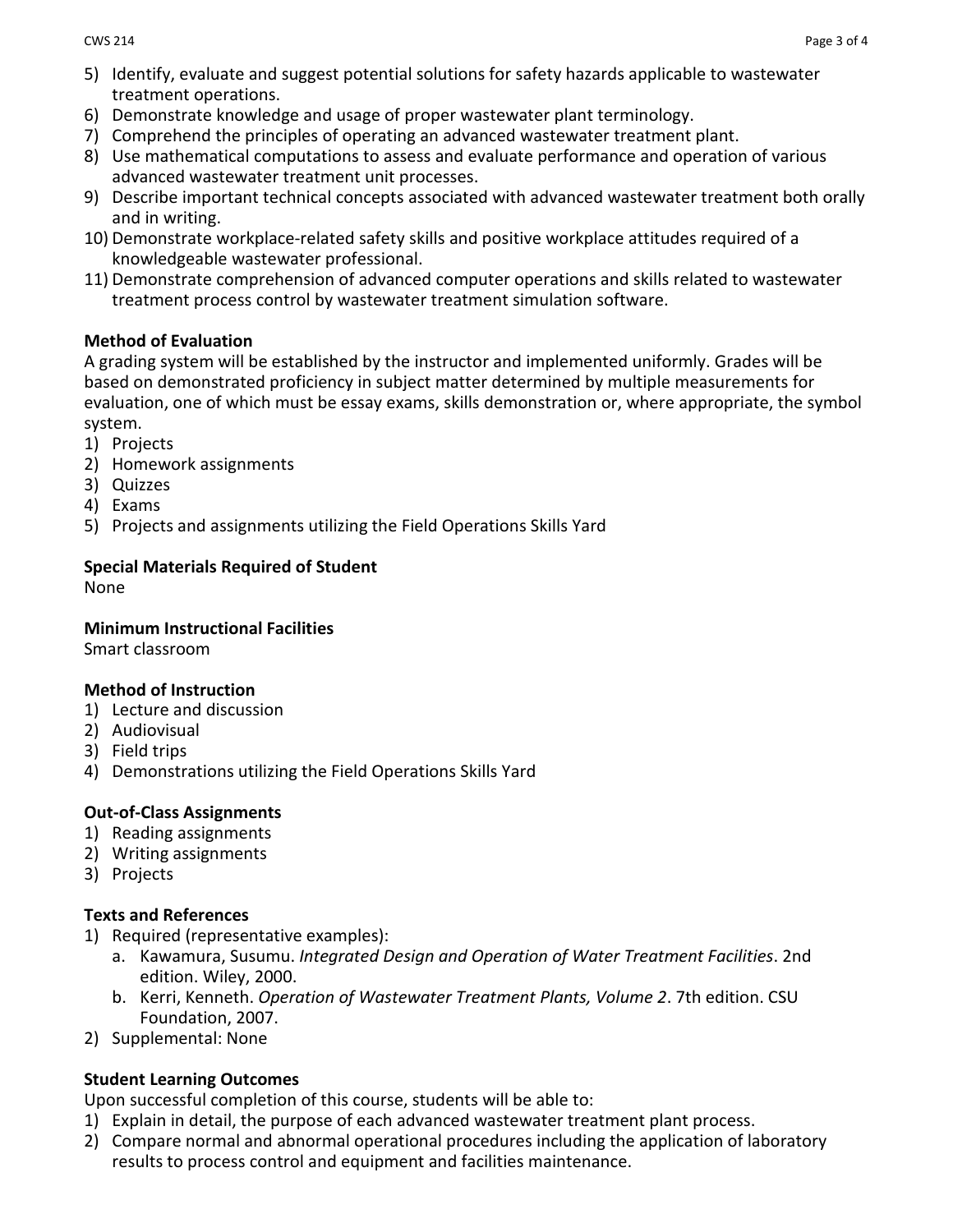5) Identify, evaluate and suggest potential solutions for safety hazards applicable to wastewater treatment operations.
6) Demonstrate knowledge and usage of proper wastewater plant terminology.
7) Comprehend the principles of operating an advanced wastewater treatment plant.
8) Use mathematical computations to assess and evaluate performance and operation of various advanced wastewater treatment unit processes.
9) Describe important technical concepts associated with advanced wastewater treatment both orally and in writing.
10) Demonstrate workplace-related safety skills and positive workplace attitudes required of a knowledgeable wastewater professional.
11) Demonstrate comprehension of advanced computer operations and skills related to wastewater treatment process control by wastewater treatment simulation software.

**Method of Evaluation**

A grading system will be established by the instructor and implemented uniformly. Grades will be based on demonstrated proficiency in subject matter determined by multiple measurements for evaluation, one of which must be essay exams, skills demonstration or, where appropriate, the symbol system.

1) Projects
2) Homework assignments
3) Quizzes
4) Exams
5) Projects and assignments utilizing the Field Operations Skills Yard

**Special Materials Required of Student**

None

**Minimum Instructional Facilities**

Smart classroom

**Method of Instruction**

1) Lecture and discussion
2) Audiovisual
3) Field trips
4) Demonstrations utilizing the Field Operations Skills Yard

**Out-of-Class Assignments**

1) Reading assignments
2) Writing assignments
3) Projects

**Texts and References**

1) Required (representative examples):
   a. Kawamura, Susumu. *Integrated Design and Operation of Water Treatment Facilities*. 2nd edition. Wiley, 2000.
   b. Kerri, Kenneth. *Operation of Wastewater Treatment Plants, Volume 2*. 7th edition. CSU Foundation, 2007.
2) Supplemental: None

**Student Learning Outcomes**

Upon successful completion of this course, students will be able to:

1) Explain in detail, the purpose of each advanced wastewater treatment plant process.
2) Compare normal and abnormal operational procedures including the application of laboratory results to process control and equipment and facilities maintenance.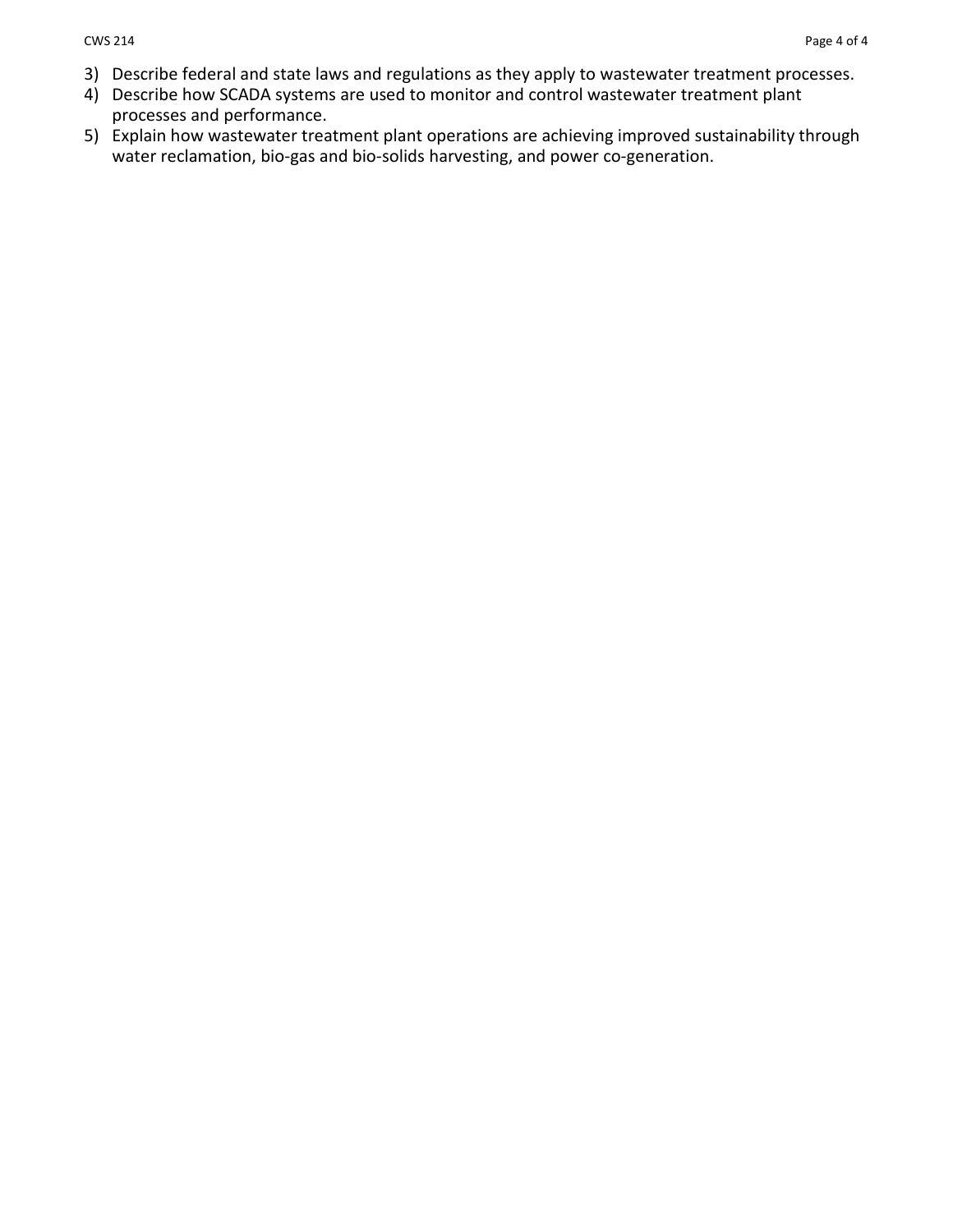3) Describe federal and state laws and regulations as they apply to wastewater treatment processes.
4) Describe how SCADA systems are used to monitor and control wastewater treatment plant processes and performance.
5) Explain how wastewater treatment plant operations are achieving improved sustainability through water reclamation, bio-gas and bio-solids harvesting, and power co-generation.